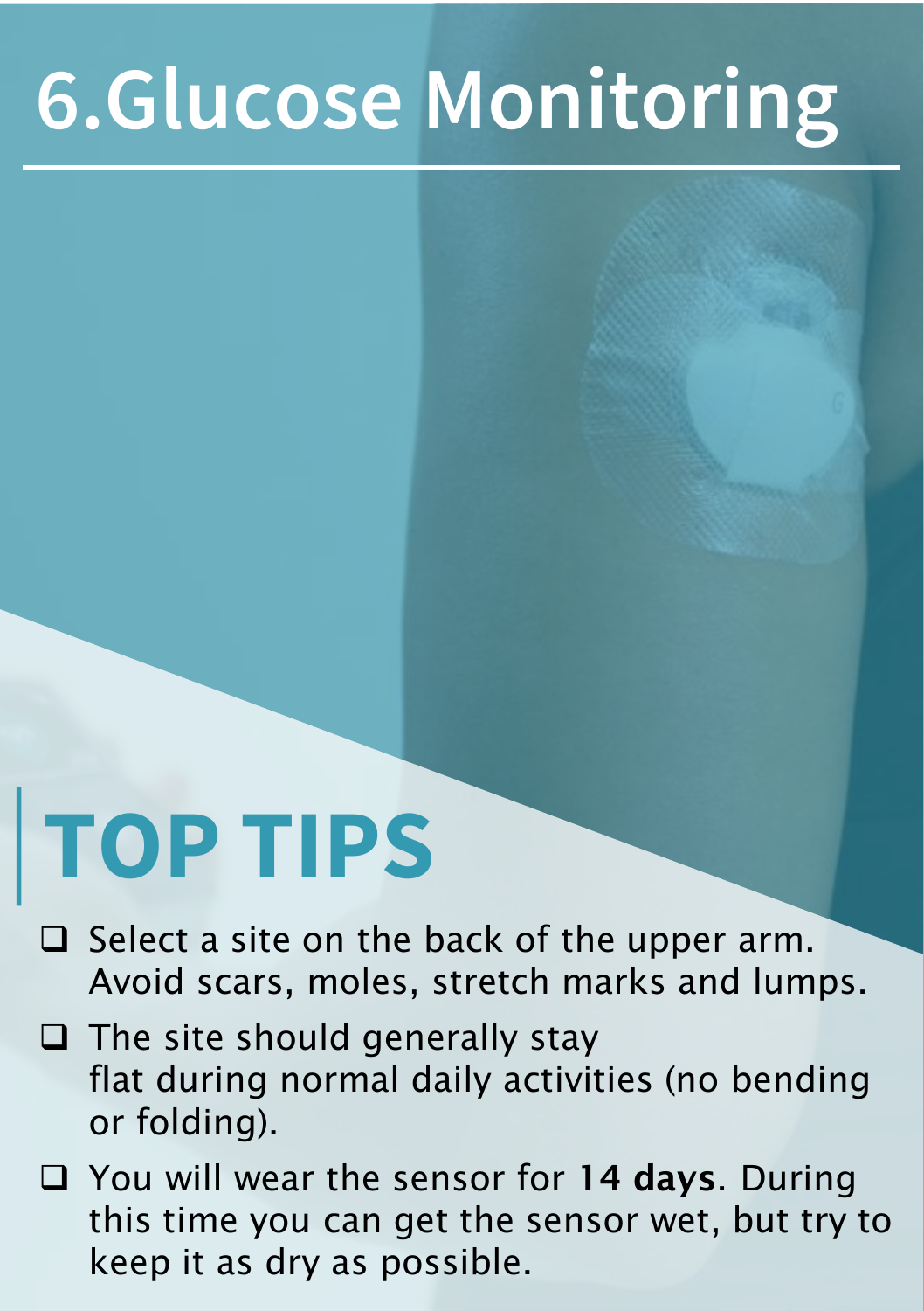# 6.Glucose Monitoring

## TOP TIPS

- ❑ Select a site on the back of the upper arm. Avoid scars, moles, stretch marks and lumps.
- ❑ The site should generally stay flat during normal daily activities (no bending or folding).
- ❑ You will wear the sensor for **14 days**. During this time you can get the sensor wet, but try to keep it as dry as possible.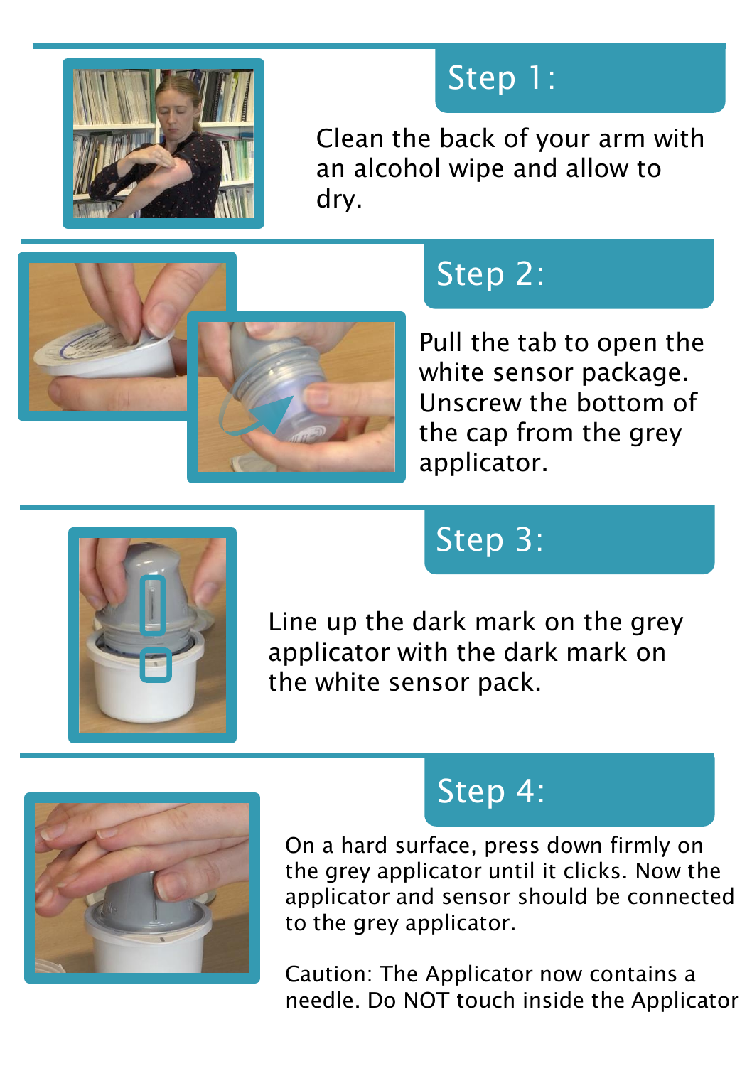## Step 1:

Clean the back of your arm with an alcohol wipe and allow to dry.

## Step 2:

Pull the tab to open the white sensor package. Unscrew the bottom of the cap from the grey applicator.

## Step 3:

Line up the dark mark on the grey applicator with the dark mark on the white sensor pack.

## Step 4:

On a hard surface, press down firmly on the grey applicator until it clicks. Now the applicator and sensor should be connected to the grey applicator.

Caution: The Applicator now contains a needle. Do NOT touch inside the Applicator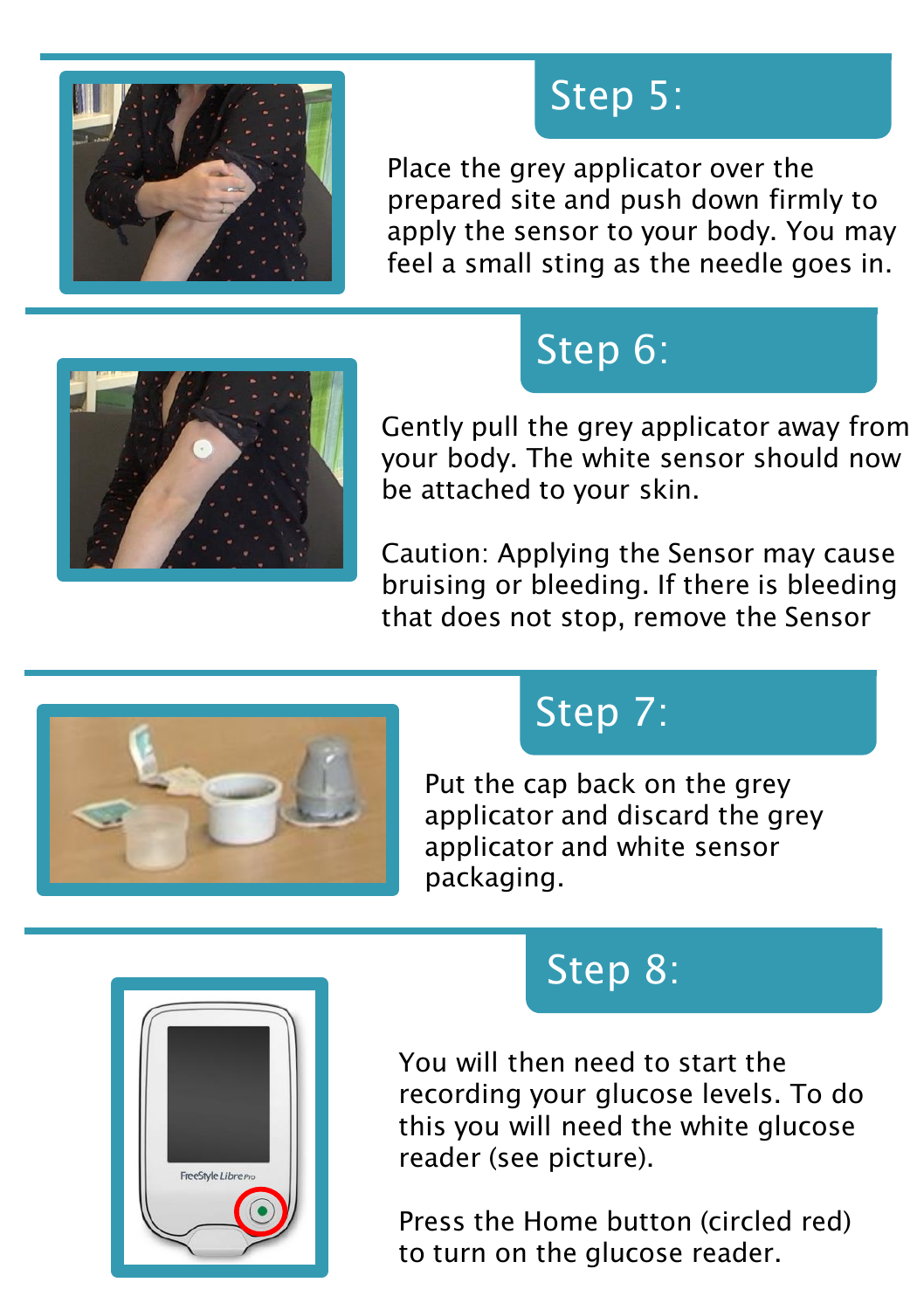## Step 5:

Place the grey applicator over the prepared site and push down firmly to apply the sensor to your body. You may feel a small sting as the needle goes in.

## Step 6:

Gently pull the grey applicator away from your body. The white sensor should now be attached to your skin.

Caution: Applying the Sensor may cause bruising or bleeding. If there is bleeding that does not stop, remove the Sensor

## Step 7:

Put the cap back on the grey applicator and discard the grey applicator and white sensor packaging.

## Step 8:

You will then need to start the recording your glucose levels. To do this you will need the white glucose reader (see picture).

Press the Home button (circled red) to turn on the glucose reader.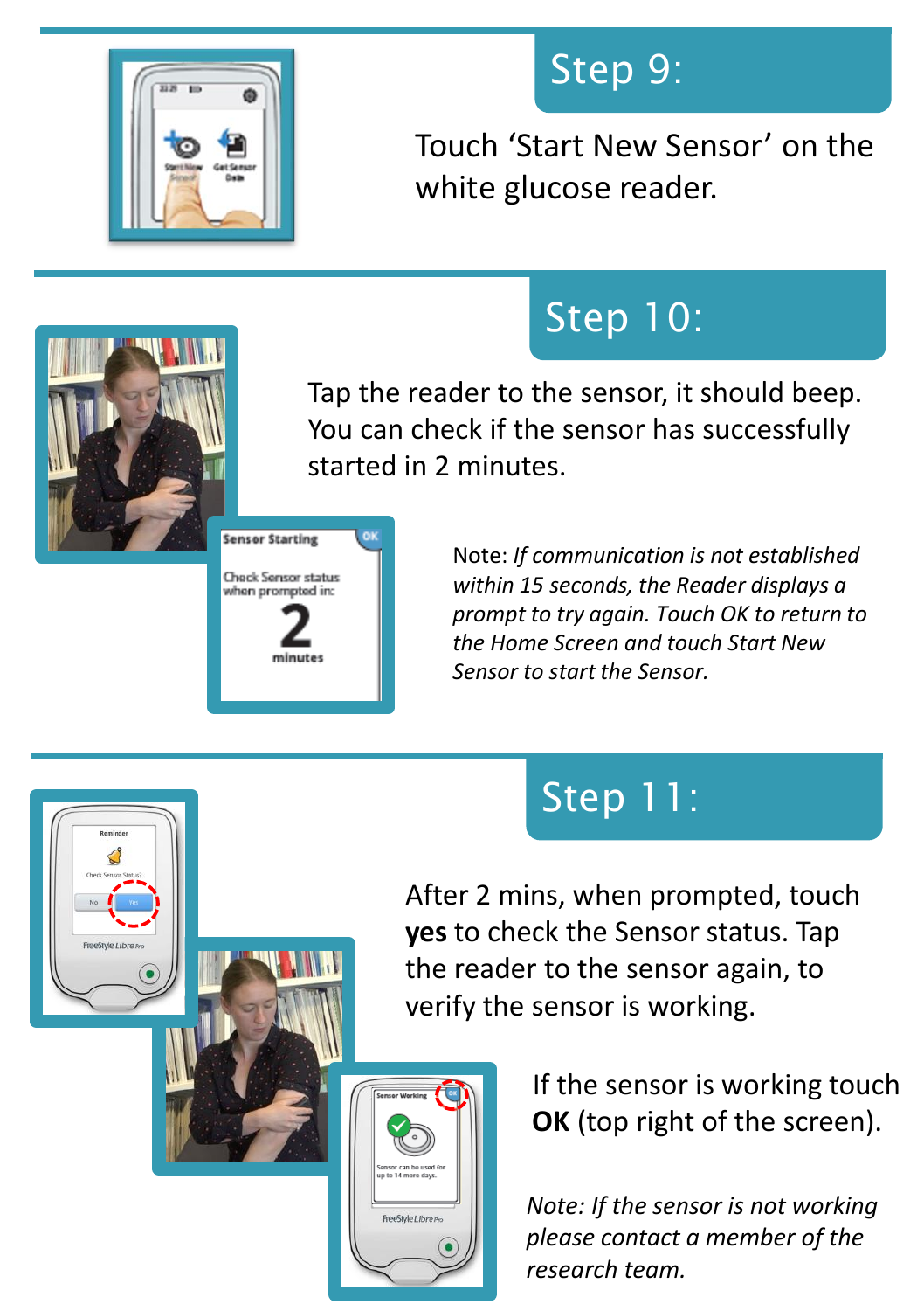## Step 9:

Touch 'Start New Sensor' on the white glucose reader.

## Step 10:

Tap the reader to the sensor, it should beep. You can check if the sensor has successfully started in 2 minutes.

Note: *If communication is not established within 15 seconds, the Reader displays a prompt to try again. Touch OK to return to the Home Screen and touch Start New Sensor to start the Sensor.*

## Step 11:

After 2 mins, when prompted, touch **yes** to check the Sensor status. Tap the reader to the sensor again, to verify the sensor is working.

If the sensor is working touch **OK** (top right of the screen).

*Note: If the sensor is not working please contact a member of the research team.*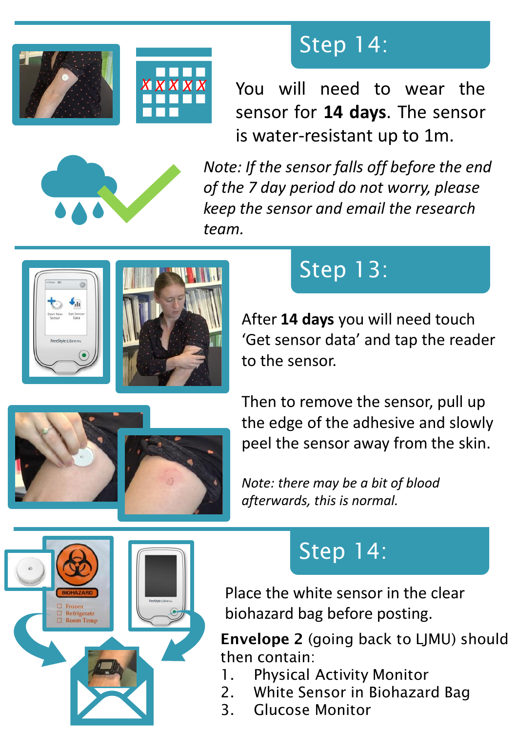## Step 14:

You will need to wear the sensor for **14 days**. The sensor is water-resistant up to 1m.

*Note: If the sensor falls off before the end of the 7 day period do not worry, please keep the sensor and email the research team.*

## Step 13:

After **14 days** you will need touch 'Get sensor data' and tap the reader to the sensor.

Then to remove the sensor, pull up the edge of the adhesive and slowly peel the sensor away from the skin.

*Note: there may be a bit of blood afterwards, this is normal.*

## Step 14:

Place the white sensor in the clear biohazard bag before posting.

**Envelope 2** (going back to LJMU) should then contain:

1. Physical Activity Monitor
2. White Sensor in Biohazard Bag
3. Glucose Monitor